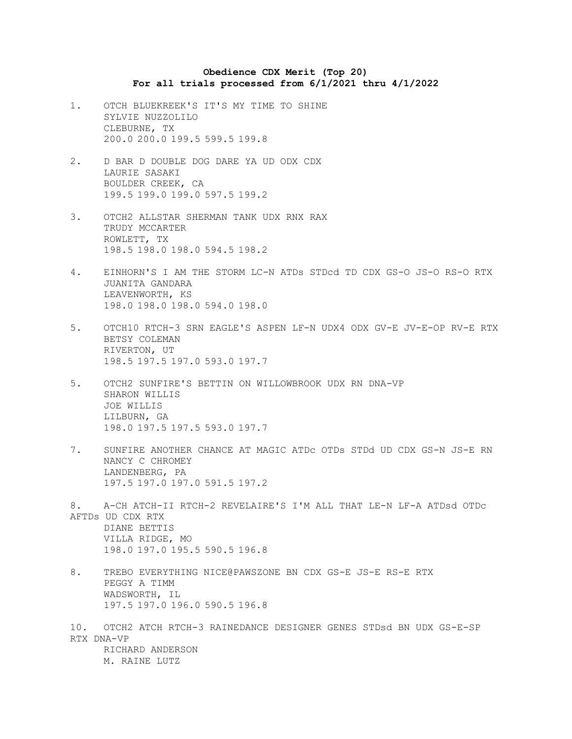**Obedience CDX Merit (Top 20)**
**For all trials processed from 6/1/2021 thru 4/1/2022**

1. OTCH BLUEKREEK'S IT'S MY TIME TO SHINE
   SYLVIE NUZZOLILO
   CLEBURNE, TX
   200.0 200.0 199.5 599.5 199.8

2. D BAR D DOUBLE DOG DARE YA UD ODX CDX
   LAURIE SASAKI
   BOULDER CREEK, CA
   199.5 199.0 199.0 597.5 199.2

3. OTCH2 ALLSTAR SHERMAN TANK UDX RNX RAX
   TRUDY MCCARTER
   ROWLETT, TX
   198.5 198.0 198.0 594.5 198.2

4. EINHORN'S I AM THE STORM LC-N ATDs STDcd TD CDX GS-O JS-O RS-O RTX
   JUANITA GANDARA
   LEAVENWORTH, KS
   198.0 198.0 198.0 594.0 198.0

5. OTCH10 RTCH-3 SRN EAGLE'S ASPEN LF-N UDX4 ODX GV-E JV-E-OP RV-E RTX
   BETSY COLEMAN
   RIVERTON, UT
   198.5 197.5 197.0 593.0 197.7

5. OTCH2 SUNFIRE'S BETTIN ON WILLOWBROOK UDX RN DNA-VP
   SHARON WILLIS
   JOE WILLIS
   LILBURN, GA
   198.0 197.5 197.5 593.0 197.7

7. SUNFIRE ANOTHER CHANCE AT MAGIC ATDc OTDs STDd UD CDX GS-N JS-E RN
   NANCY C CHROMEY
   LANDENBERG, PA
   197.5 197.0 197.0 591.5 197.2

8. A-CH ATCH-II RTCH-2 REVELAIRE'S I'M ALL THAT LE-N LF-A ATDsd OTDc AFTDs UD CDX RTX
   DIANE BETTIS
   VILLA RIDGE, MO
   198.0 197.0 195.5 590.5 196.8

8. TREBO EVERYTHING NICE@PAWSZONE BN CDX GS-E JS-E RS-E RTX
   PEGGY A TIMM
   WADSWORTH, IL
   197.5 197.0 196.0 590.5 196.8

10. OTCH2 ATCH RTCH-3 RAINEDANCE DESIGNER GENES STDsd BN UDX GS-E-SP RTX DNA-VP
    RICHARD ANDERSON
    M. RAINE LUTZ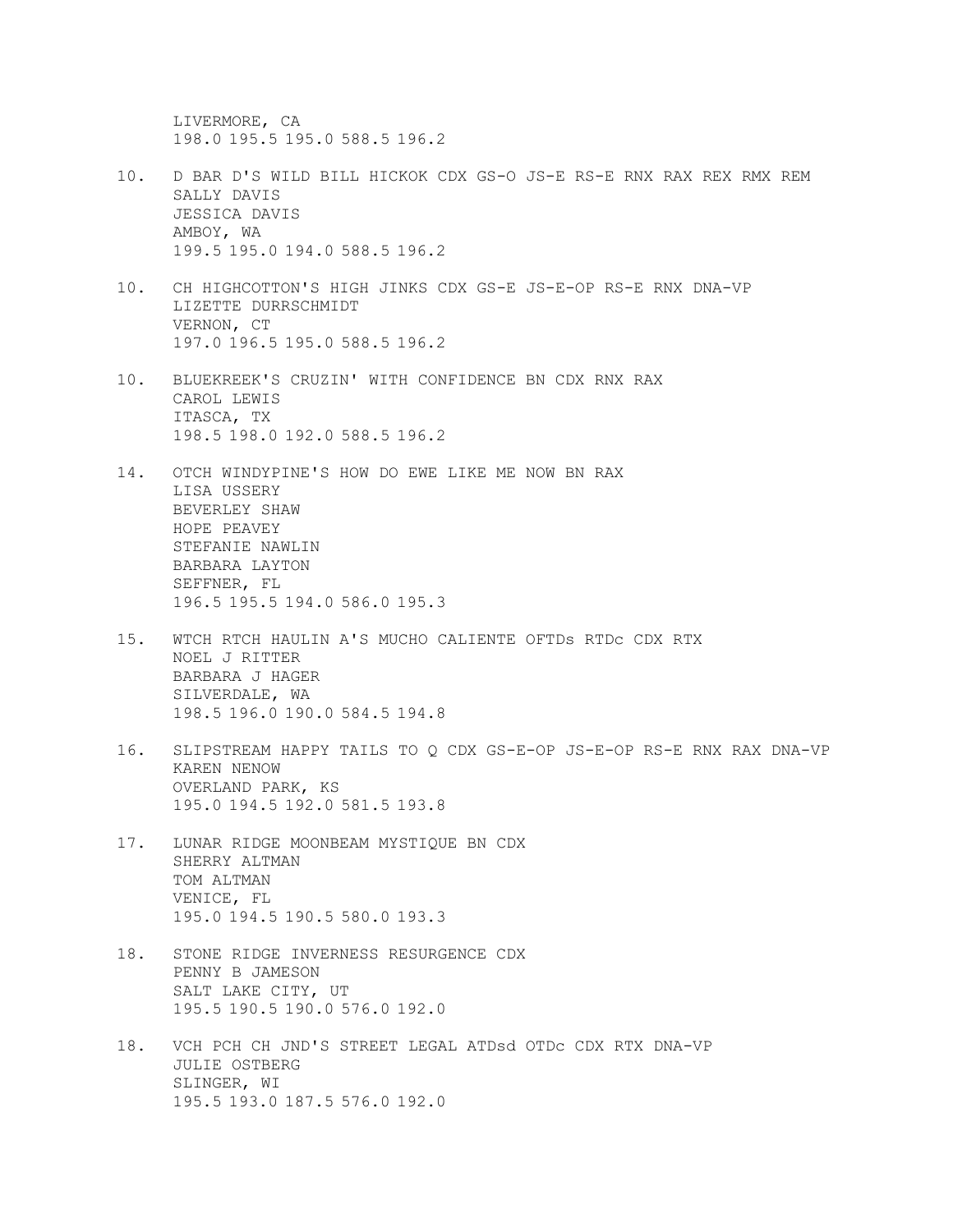LIVERMORE, CA
198.0 195.5 195.0 588.5 196.2

10. D BAR D'S WILD BILL HICKOK CDX GS-O JS-E RS-E RNX RAX REX RMX REM
    SALLY DAVIS
    JESSICA DAVIS
    AMBOY, WA
    199.5 195.0 194.0 588.5 196.2

10. CH HIGHCOTTON'S HIGH JINKS CDX GS-E JS-E-OP RS-E RNX DNA-VP
    LIZETTE DURRSCHMIDT
    VERNON, CT
    197.0 196.5 195.0 588.5 196.2

10. BLUEKREEK'S CRUZIN' WITH CONFIDENCE BN CDX RNX RAX
    CAROL LEWIS
    ITASCA, TX
    198.5 198.0 192.0 588.5 196.2

14. OTCH WINDYPINE'S HOW DO EWE LIKE ME NOW BN RAX
    LISA USSERY
    BEVERLEY SHAW
    HOPE PEAVEY
    STEFANIE NAWLIN
    BARBARA LAYTON
    SEFFNER, FL
    196.5 195.5 194.0 586.0 195.3

15. WTCH RTCH HAULIN A'S MUCHO CALIENTE OFTDs RTDc CDX RTX
    NOEL J RITTER
    BARBARA J HAGER
    SILVERDALE, WA
    198.5 196.0 190.0 584.5 194.8

16. SLIPSTREAM HAPPY TAILS TO Q CDX GS-E-OP JS-E-OP RS-E RNX RAX DNA-VP
    KAREN NENOW
    OVERLAND PARK, KS
    195.0 194.5 192.0 581.5 193.8

17. LUNAR RIDGE MOONBEAM MYSTIQUE BN CDX
    SHERRY ALTMAN
    TOM ALTMAN
    VENICE, FL
    195.0 194.5 190.5 580.0 193.3

18. STONE RIDGE INVERNESS RESURGENCE CDX
    PENNY B JAMESON
    SALT LAKE CITY, UT
    195.5 190.5 190.0 576.0 192.0

18. VCH PCH CH JND'S STREET LEGAL ATDsd OTDc CDX RTX DNA-VP
    JULIE OSTBERG
    SLINGER, WI
    195.5 193.0 187.5 576.0 192.0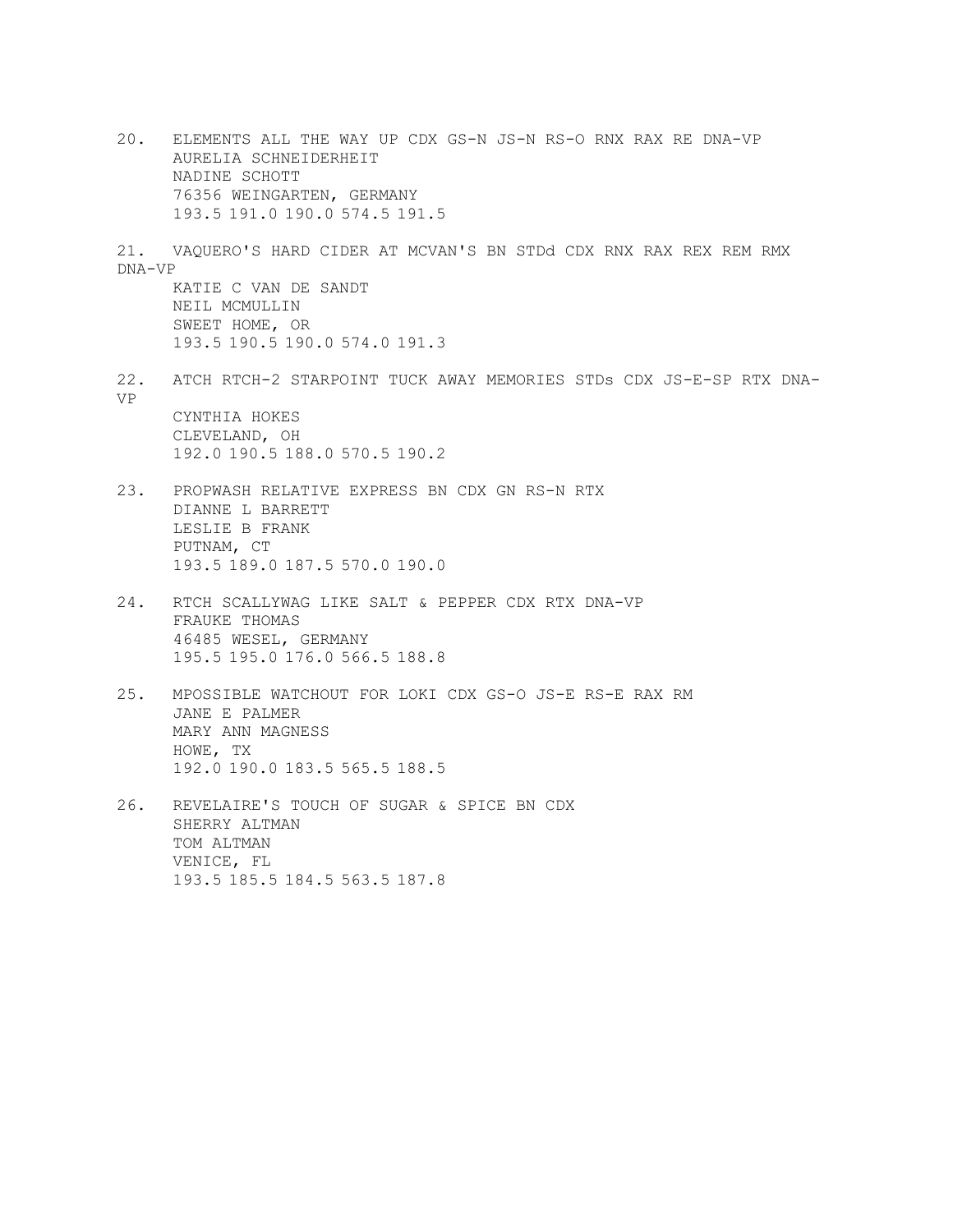20. ELEMENTS ALL THE WAY UP CDX GS-N JS-N RS-O RNX RAX RE DNA-VP
    AURELIA SCHNEIDERHEIT
    NADINE SCHOTT
    76356 WEINGARTEN, GERMANY
    193.5 191.0 190.0 574.5 191.5

21. VAQUERO'S HARD CIDER AT MCVAN'S BN STDd CDX RNX RAX REX REM RMX DNA-VP
    KATIE C VAN DE SANDT
    NEIL MCMULLIN
    SWEET HOME, OR
    193.5 190.5 190.0 574.0 191.3

22. ATCH RTCH-2 STARPOINT TUCK AWAY MEMORIES STDs CDX JS-E-SP RTX DNA-VP
    CYNTHIA HOKES
    CLEVELAND, OH
    192.0 190.5 188.0 570.5 190.2

23. PROPWASH RELATIVE EXPRESS BN CDX GN RS-N RTX
    DIANNE L BARRETT
    LESLIE B FRANK
    PUTNAM, CT
    193.5 189.0 187.5 570.0 190.0

24. RTCH SCALLYWAG LIKE SALT & PEPPER CDX RTX DNA-VP
    FRAUKE THOMAS
    46485 WESEL, GERMANY
    195.5 195.0 176.0 566.5 188.8

25. MPOSSIBLE WATCHOUT FOR LOKI CDX GS-O JS-E RS-E RAX RM
    JANE E PALMER
    MARY ANN MAGNESS
    HOWE, TX
    192.0 190.0 183.5 565.5 188.5

26. REVELAIRE'S TOUCH OF SUGAR & SPICE BN CDX
    SHERRY ALTMAN
    TOM ALTMAN
    VENICE, FL
    193.5 185.5 184.5 563.5 187.8